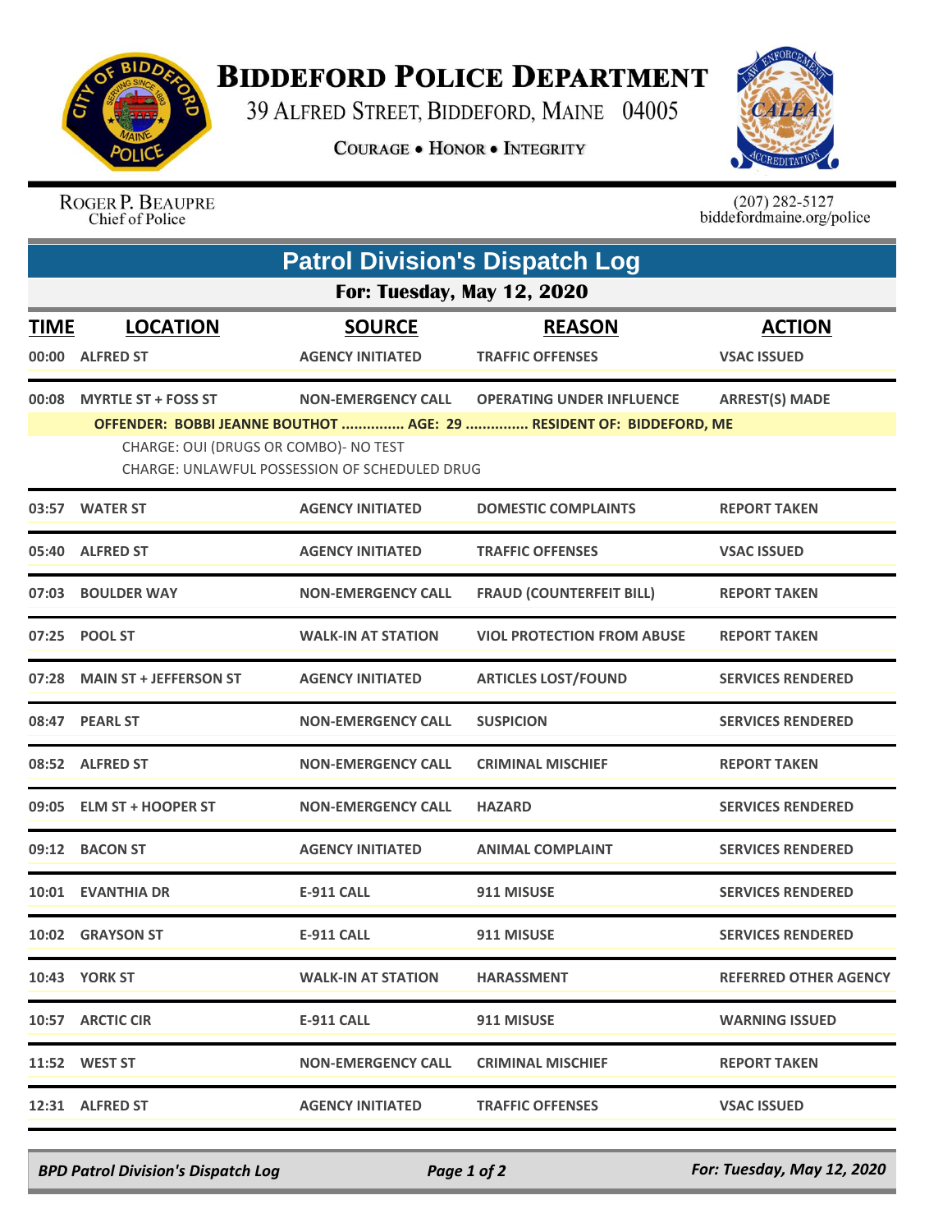# Biddeford Police Department

39 Alfred Street, Biddeford, Maine 04005

Courage • Honor • Integrity

Roger P. Beaupre
Chief of Police

(207) 282-5127
biddefordmaine.org/police

## Patrol Division's Dispatch Log

### For: Tuesday, May 12, 2020

| TIME | LOCATION | SOURCE | REASON | ACTION |
|---|---|---|---|---|
| 00:00 | ALFRED ST | AGENCY INITIATED | TRAFFIC OFFENSES | VSAC ISSUED |
| 00:08 | MYRTLE ST + FOSS ST | NON-EMERGENCY CALL | OPERATING UNDER INFLUENCE | ARREST(S) MADE |
| | **OFFENDER: BOBBI JEANNE BOUTHOT ............... AGE: 29 ............... RESIDENT OF: BIDDEFORD, ME** | | | |
| | CHARGE: OUI (DRUGS OR COMBO)- NO TEST | | | |
| | CHARGE: UNLAWFUL POSSESSION OF SCHEDULED DRUG | | | |
| 03:57 | WATER ST | AGENCY INITIATED | DOMESTIC COMPLAINTS | REPORT TAKEN |
| 05:40 | ALFRED ST | AGENCY INITIATED | TRAFFIC OFFENSES | VSAC ISSUED |
| 07:03 | BOULDER WAY | NON-EMERGENCY CALL | FRAUD (COUNTERFEIT BILL) | REPORT TAKEN |
| 07:25 | POOL ST | WALK-IN AT STATION | VIOL PROTECTION FROM ABUSE | REPORT TAKEN |
| 07:28 | MAIN ST + JEFFERSON ST | AGENCY INITIATED | ARTICLES LOST/FOUND | SERVICES RENDERED |
| 08:47 | PEARL ST | NON-EMERGENCY CALL | SUSPICION | SERVICES RENDERED |
| 08:52 | ALFRED ST | NON-EMERGENCY CALL | CRIMINAL MISCHIEF | REPORT TAKEN |
| 09:05 | ELM ST + HOOPER ST | NON-EMERGENCY CALL | HAZARD | SERVICES RENDERED |
| 09:12 | BACON ST | AGENCY INITIATED | ANIMAL COMPLAINT | SERVICES RENDERED |
| 10:01 | EVANTHIA DR | E-911 CALL | 911 MISUSE | SERVICES RENDERED |
| 10:02 | GRAYSON ST | E-911 CALL | 911 MISUSE | SERVICES RENDERED |
| 10:43 | YORK ST | WALK-IN AT STATION | HARASSMENT | REFERRED OTHER AGENCY |
| 10:57 | ARCTIC CIR | E-911 CALL | 911 MISUSE | WARNING ISSUED |
| 11:52 | WEST ST | NON-EMERGENCY CALL | CRIMINAL MISCHIEF | REPORT TAKEN |
| 12:31 | ALFRED ST | AGENCY INITIATED | TRAFFIC OFFENSES | VSAC ISSUED |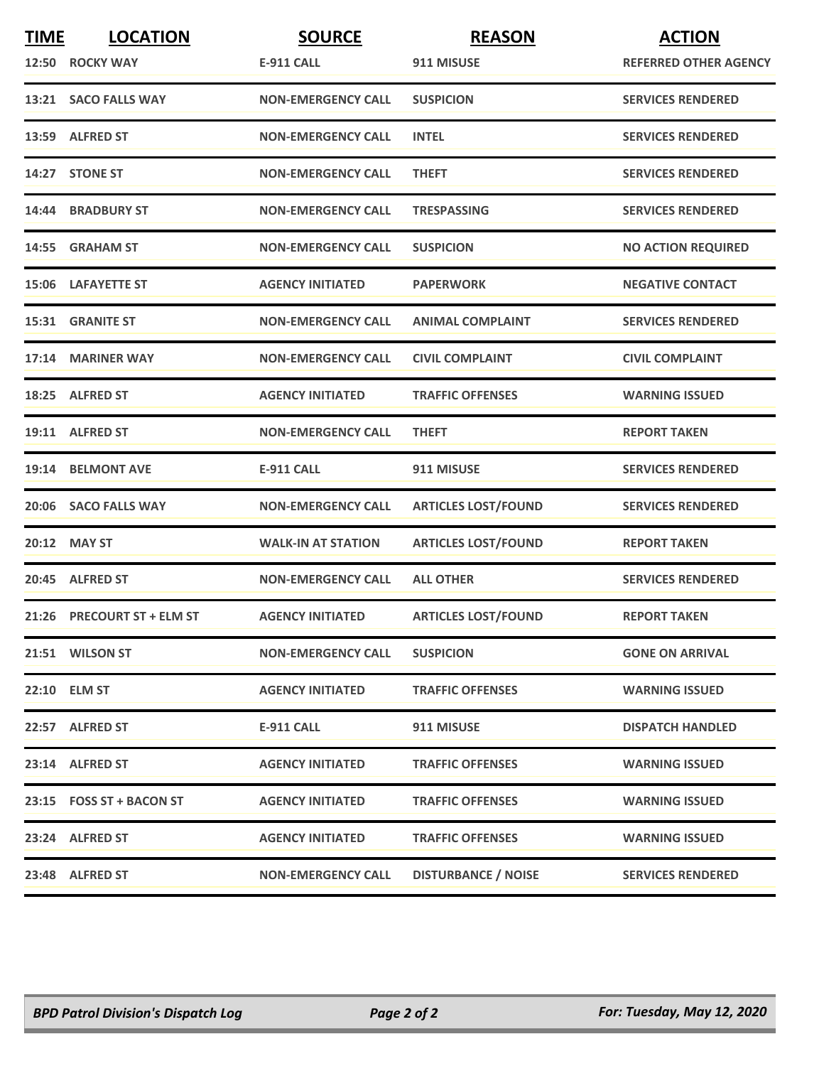| TIME | LOCATION | SOURCE | REASON | ACTION |
|---|---|---|---|---|
| 12:50 | ROCKY WAY | E-911 CALL | 911 MISUSE | REFERRED OTHER AGENCY |
| 13:21 | SACO FALLS WAY | NON-EMERGENCY CALL | SUSPICION | SERVICES RENDERED |
| 13:59 | ALFRED ST | NON-EMERGENCY CALL | INTEL | SERVICES RENDERED |
| 14:27 | STONE ST | NON-EMERGENCY CALL | THEFT | SERVICES RENDERED |
| 14:44 | BRADBURY ST | NON-EMERGENCY CALL | TRESPASSING | SERVICES RENDERED |
| 14:55 | GRAHAM ST | NON-EMERGENCY CALL | SUSPICION | NO ACTION REQUIRED |
| 15:06 | LAFAYETTE ST | AGENCY INITIATED | PAPERWORK | NEGATIVE CONTACT |
| 15:31 | GRANITE ST | NON-EMERGENCY CALL | ANIMAL COMPLAINT | SERVICES RENDERED |
| 17:14 | MARINER WAY | NON-EMERGENCY CALL | CIVIL COMPLAINT | CIVIL COMPLAINT |
| 18:25 | ALFRED ST | AGENCY INITIATED | TRAFFIC OFFENSES | WARNING ISSUED |
| 19:11 | ALFRED ST | NON-EMERGENCY CALL | THEFT | REPORT TAKEN |
| 19:14 | BELMONT AVE | E-911 CALL | 911 MISUSE | SERVICES RENDERED |
| 20:06 | SACO FALLS WAY | NON-EMERGENCY CALL | ARTICLES LOST/FOUND | SERVICES RENDERED |
| 20:12 | MAY ST | WALK-IN AT STATION | ARTICLES LOST/FOUND | REPORT TAKEN |
| 20:45 | ALFRED ST | NON-EMERGENCY CALL | ALL OTHER | SERVICES RENDERED |
| 21:26 | PRECOURT ST + ELM ST | AGENCY INITIATED | ARTICLES LOST/FOUND | REPORT TAKEN |
| 21:51 | WILSON ST | NON-EMERGENCY CALL | SUSPICION | GONE ON ARRIVAL |
| 22:10 | ELM ST | AGENCY INITIATED | TRAFFIC OFFENSES | WARNING ISSUED |
| 22:57 | ALFRED ST | E-911 CALL | 911 MISUSE | DISPATCH HANDLED |
| 23:14 | ALFRED ST | AGENCY INITIATED | TRAFFIC OFFENSES | WARNING ISSUED |
| 23:15 | FOSS ST + BACON ST | AGENCY INITIATED | TRAFFIC OFFENSES | WARNING ISSUED |
| 23:24 | ALFRED ST | AGENCY INITIATED | TRAFFIC OFFENSES | WARNING ISSUED |
| 23:48 | ALFRED ST | NON-EMERGENCY CALL | DISTURBANCE / NOISE | SERVICES RENDERED |